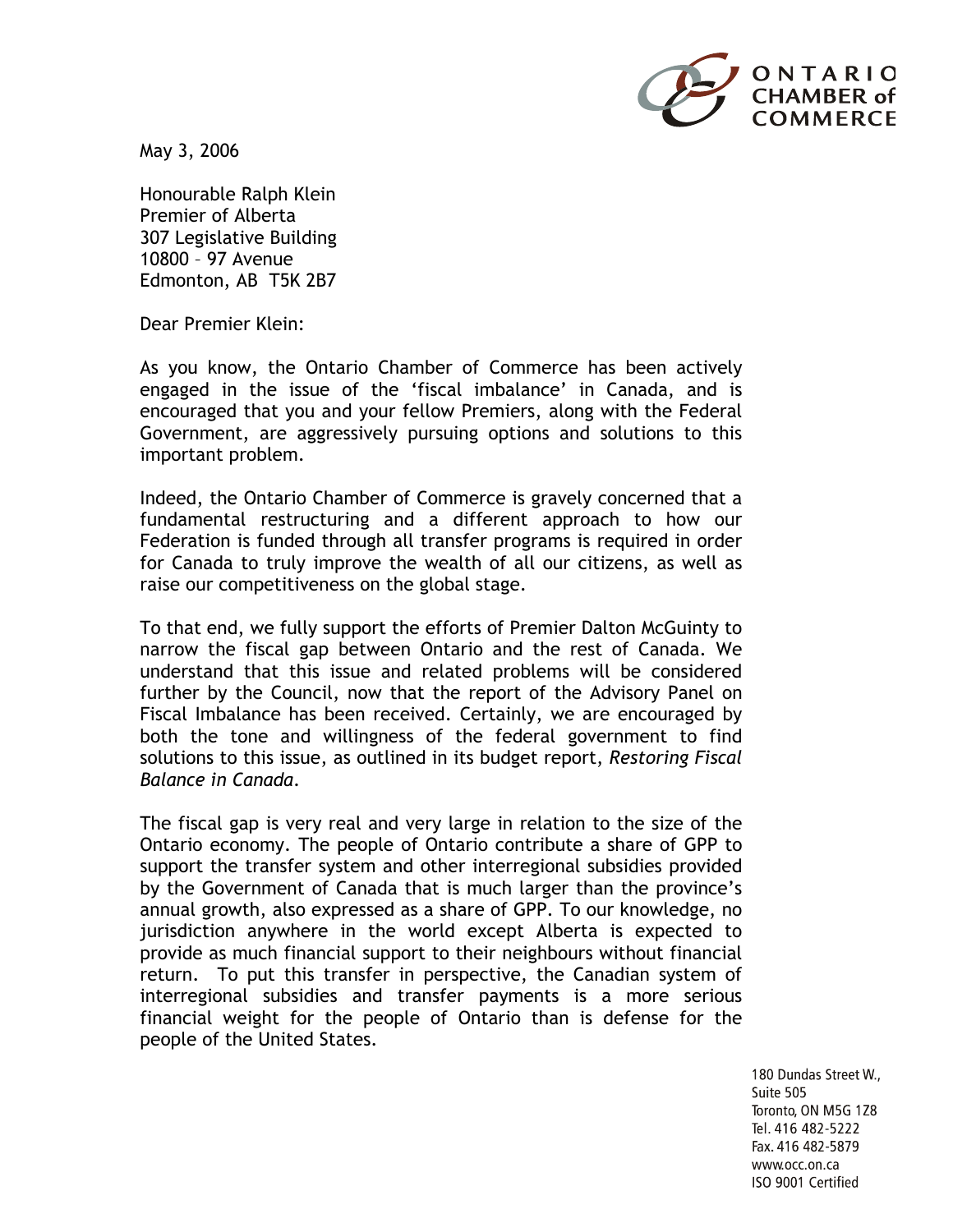ONTARIO CHAMBER of COMMERCE

May 3, 2006

Honourable Ralph Klein
Premier of Alberta
307 Legislative Building
10800 – 97 Avenue
Edmonton, AB T5K 2B7

Dear Premier Klein:

As you know, the Ontario Chamber of Commerce has been actively engaged in the issue of the 'fiscal imbalance' in Canada, and is encouraged that you and your fellow Premiers, along with the Federal Government, are aggressively pursuing options and solutions to this important problem.

Indeed, the Ontario Chamber of Commerce is gravely concerned that a fundamental restructuring and a different approach to how our Federation is funded through all transfer programs is required in order for Canada to truly improve the wealth of all our citizens, as well as raise our competitiveness on the global stage.

To that end, we fully support the efforts of Premier Dalton McGuinty to narrow the fiscal gap between Ontario and the rest of Canada. We understand that this issue and related problems will be considered further by the Council, now that the report of the Advisory Panel on Fiscal Imbalance has been received. Certainly, we are encouraged by both the tone and willingness of the federal government to find solutions to this issue, as outlined in its budget report, *Restoring Fiscal Balance in Canada*.

The fiscal gap is very real and very large in relation to the size of the Ontario economy. The people of Ontario contribute a share of GPP to support the transfer system and other interregional subsidies provided by the Government of Canada that is much larger than the province's annual growth, also expressed as a share of GPP. To our knowledge, no jurisdiction anywhere in the world except Alberta is expected to provide as much financial support to their neighbours without financial return. To put this transfer in perspective, the Canadian system of interregional subsidies and transfer payments is a more serious financial weight for the people of Ontario than is defense for the people of the United States.

180 Dundas Street W.,
Suite 505
Toronto, ON M5G 1Z8
Tel. 416 482-5222
Fax. 416 482-5879
www.occ.on.ca
ISO 9001 Certified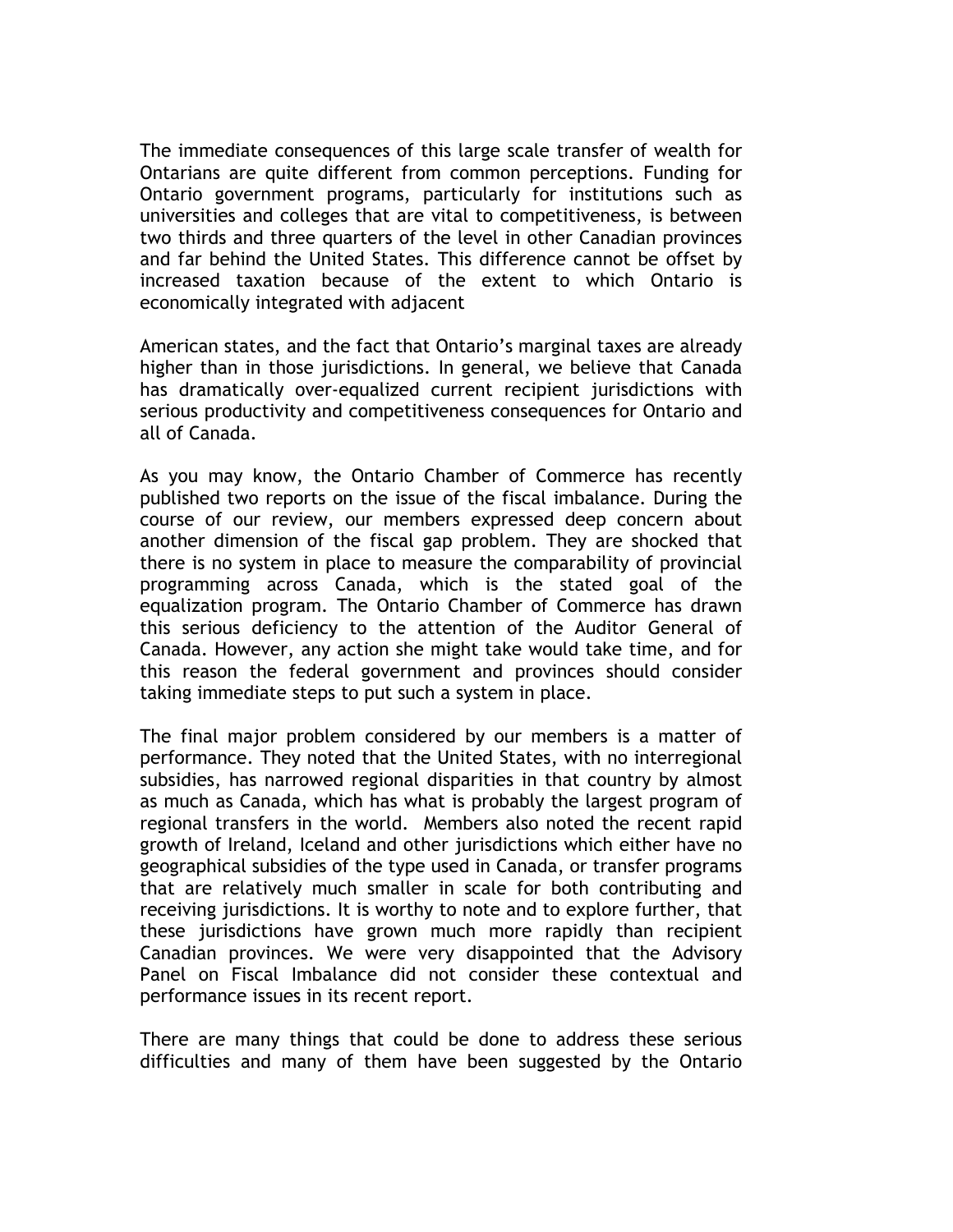The immediate consequences of this large scale transfer of wealth for Ontarians are quite different from common perceptions. Funding for Ontario government programs, particularly for institutions such as universities and colleges that are vital to competitiveness, is between two thirds and three quarters of the level in other Canadian provinces and far behind the United States. This difference cannot be offset by increased taxation because of the extent to which Ontario is economically integrated with adjacent

American states, and the fact that Ontario's marginal taxes are already higher than in those jurisdictions. In general, we believe that Canada has dramatically over-equalized current recipient jurisdictions with serious productivity and competitiveness consequences for Ontario and all of Canada.

As you may know, the Ontario Chamber of Commerce has recently published two reports on the issue of the fiscal imbalance. During the course of our review, our members expressed deep concern about another dimension of the fiscal gap problem. They are shocked that there is no system in place to measure the comparability of provincial programming across Canada, which is the stated goal of the equalization program. The Ontario Chamber of Commerce has drawn this serious deficiency to the attention of the Auditor General of Canada. However, any action she might take would take time, and for this reason the federal government and provinces should consider taking immediate steps to put such a system in place.

The final major problem considered by our members is a matter of performance. They noted that the United States, with no interregional subsidies, has narrowed regional disparities in that country by almost as much as Canada, which has what is probably the largest program of regional transfers in the world. Members also noted the recent rapid growth of Ireland, Iceland and other jurisdictions which either have no geographical subsidies of the type used in Canada, or transfer programs that are relatively much smaller in scale for both contributing and receiving jurisdictions. It is worthy to note and to explore further, that these jurisdictions have grown much more rapidly than recipient Canadian provinces. We were very disappointed that the Advisory Panel on Fiscal Imbalance did not consider these contextual and performance issues in its recent report.

There are many things that could be done to address these serious difficulties and many of them have been suggested by the Ontario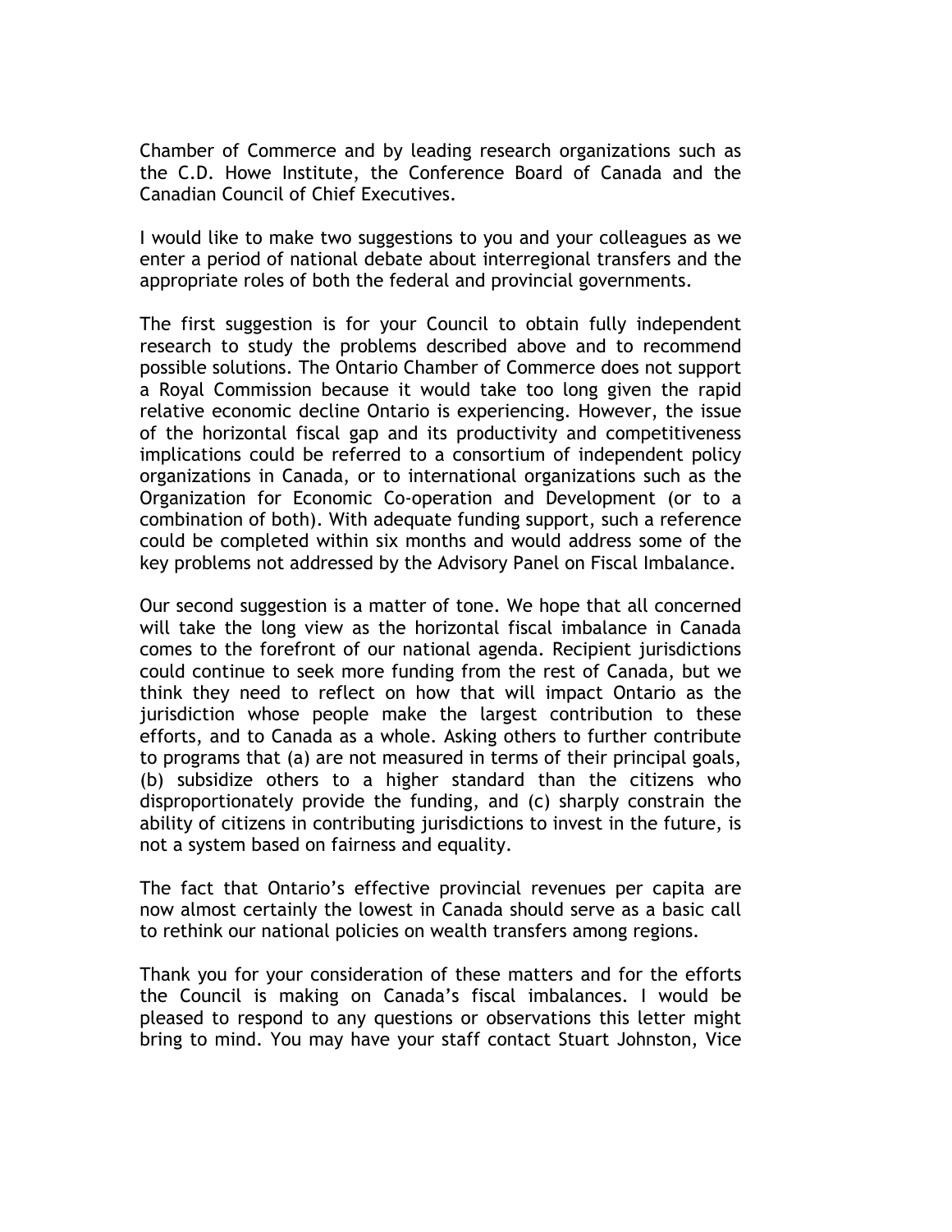Chamber of Commerce and by leading research organizations such as the C.D. Howe Institute, the Conference Board of Canada and the Canadian Council of Chief Executives.

I would like to make two suggestions to you and your colleagues as we enter a period of national debate about interregional transfers and the appropriate roles of both the federal and provincial governments.

The first suggestion is for your Council to obtain fully independent research to study the problems described above and to recommend possible solutions. The Ontario Chamber of Commerce does not support a Royal Commission because it would take too long given the rapid relative economic decline Ontario is experiencing. However, the issue of the horizontal fiscal gap and its productivity and competitiveness implications could be referred to a consortium of independent policy organizations in Canada, or to international organizations such as the Organization for Economic Co-operation and Development (or to a combination of both). With adequate funding support, such a reference could be completed within six months and would address some of the key problems not addressed by the Advisory Panel on Fiscal Imbalance.

Our second suggestion is a matter of tone. We hope that all concerned will take the long view as the horizontal fiscal imbalance in Canada comes to the forefront of our national agenda. Recipient jurisdictions could continue to seek more funding from the rest of Canada, but we think they need to reflect on how that will impact Ontario as the jurisdiction whose people make the largest contribution to these efforts, and to Canada as a whole. Asking others to further contribute to programs that (a) are not measured in terms of their principal goals, (b) subsidize others to a higher standard than the citizens who disproportionately provide the funding, and (c) sharply constrain the ability of citizens in contributing jurisdictions to invest in the future, is not a system based on fairness and equality.

The fact that Ontario's effective provincial revenues per capita are now almost certainly the lowest in Canada should serve as a basic call to rethink our national policies on wealth transfers among regions.

Thank you for your consideration of these matters and for the efforts the Council is making on Canada's fiscal imbalances. I would be pleased to respond to any questions or observations this letter might bring to mind. You may have your staff contact Stuart Johnston, Vice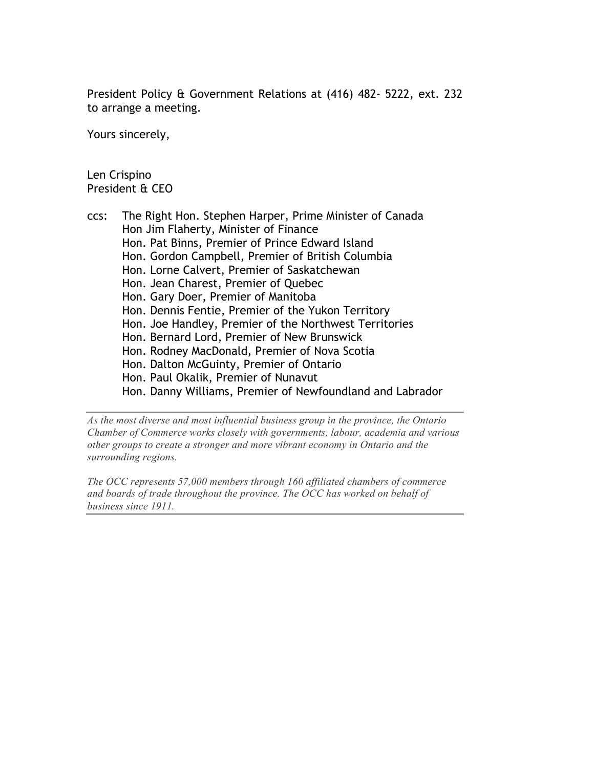President Policy & Government Relations at (416) 482- 5222, ext. 232 to arrange a meeting.

Yours sincerely,

Len Crispino
President & CEO

ccs: The Right Hon. Stephen Harper, Prime Minister of Canada
Hon Jim Flaherty, Minister of Finance
Hon. Pat Binns, Premier of Prince Edward Island
Hon. Gordon Campbell, Premier of British Columbia
Hon. Lorne Calvert, Premier of Saskatchewan
Hon. Jean Charest, Premier of Quebec
Hon. Gary Doer, Premier of Manitoba
Hon. Dennis Fentie, Premier of the Yukon Territory
Hon. Joe Handley, Premier of the Northwest Territories
Hon. Bernard Lord, Premier of New Brunswick
Hon. Rodney MacDonald, Premier of Nova Scotia
Hon. Dalton McGuinty, Premier of Ontario
Hon. Paul Okalik, Premier of Nunavut
Hon. Danny Williams, Premier of Newfoundland and Labrador

---

*As the most diverse and most influential business group in the province, the Ontario Chamber of Commerce works closely with governments, labour, academia and various other groups to create a stronger and more vibrant economy in Ontario and the surrounding regions.*

*The OCC represents 57,000 members through 160 affiliated chambers of commerce and boards of trade throughout the province. The OCC has worked on behalf of business since 1911.*

---